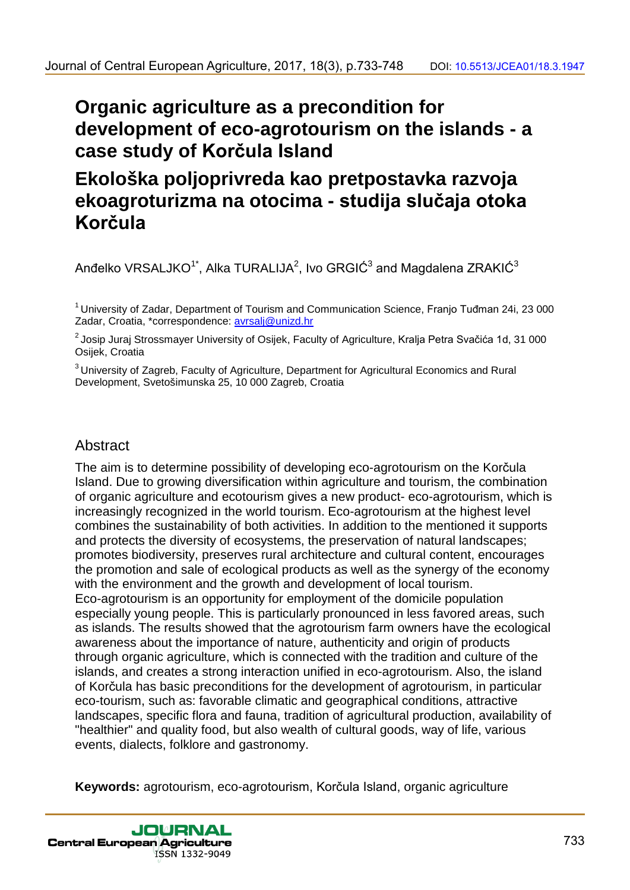# Organic agriculture as a precondition for development of eco-agrotourism on the islands - a case study of Korčula Island

# Ekološka poljoprivreda kao pretpostavka razvoja ekoagroturizma na otocima - studija slučaja otoka Korčula

Anđelko VRSALJKO[1*], Alka TURALIJA[2], Ivo GRGIĆ[3] and Magdalena ZRAKIĆ[3]

[1] University of Zadar, Department of Tourism and Communication Science, Franjo Tuđman 24i, 23 000 Zadar, Croatia, *correspondence: avrsalj@unizd.hr

[2] Josip Juraj Strossmayer University of Osijek, Faculty of Agriculture, Kralja Petra Svačića 1d, 31 000 Osijek, Croatia

[3] University of Zagreb, Faculty of Agriculture, Department for Agricultural Economics and Rural Development, Svetošimunska 25, 10 000 Zagreb, Croatia

## Abstract

The aim is to determine possibility of developing eco-agrotourism on the Korčula Island. Due to growing diversification within agriculture and tourism, the combination of organic agriculture and ecotourism gives a new product- eco-agrotourism, which is increasingly recognized in the world tourism. Eco-agrotourism at the highest level combines the sustainability of both activities. In addition to the mentioned it supports and protects the diversity of ecosystems, the preservation of natural landscapes; promotes biodiversity, preserves rural architecture and cultural content, encourages the promotion and sale of ecological products as well as the synergy of the economy with the environment and the growth and development of local tourism. Eco-agrotourism is an opportunity for employment of the domicile population especially young people. This is particularly pronounced in less favored areas, such as islands. The results showed that the agrotourism farm owners have the ecological awareness about the importance of nature, authenticity and origin of products through organic agriculture, which is connected with the tradition and culture of the islands, and creates a strong interaction unified in eco-agrotourism. Also, the island of Korčula has basic preconditions for the development of agrotourism, in particular eco-tourism, such as: favorable climatic and geographical conditions, attractive landscapes, specific flora and fauna, tradition of agricultural production, availability of "healthier" and quality food, but also wealth of cultural goods, way of life, various events, dialects, folklore and gastronomy.

**Keywords:** agrotourism, eco-agrotourism, Korčula Island, organic agriculture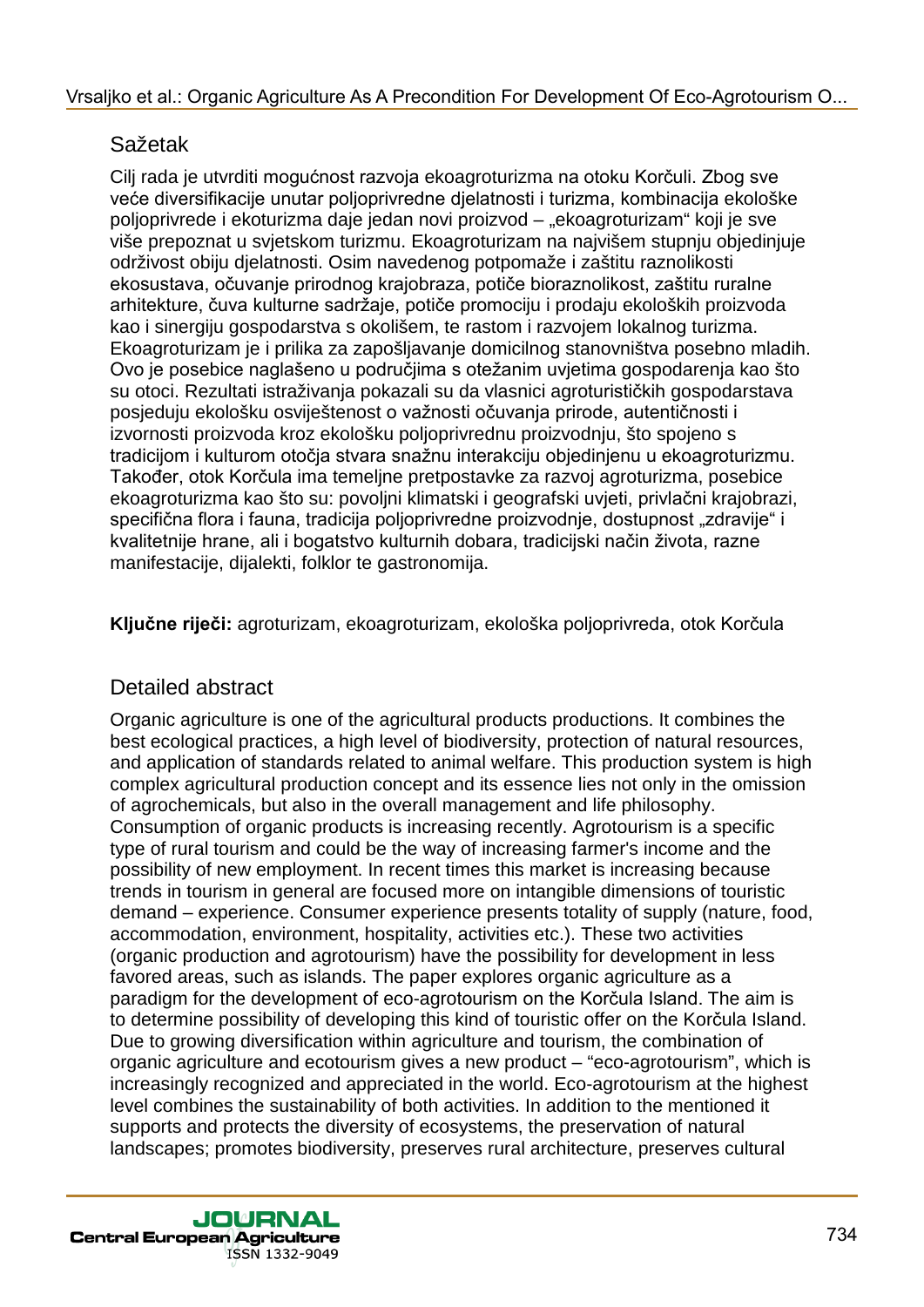## Sažetak

Cilj rada je utvrditi mogućnost razvoja ekoagroturizma na otoku Korčuli. Zbog sve veće diversifikacije unutar poljoprivredne djelatnosti i turizma, kombinacija ekološke poljoprivrede i ekoturizma daje jedan novi proizvod – „ekoagroturizam" koji je sve više prepoznat u svjetskom turizmu. Ekoagroturizam na najvišem stupnju objedinjuje održivost obiju djelatnosti. Osim navedenog potpomaže i zaštitu raznolikosti ekosustava, očuvanje prirodnog krajobraza, potiče bioraznolikost, zaštitu ruralne arhitekture, čuva kulturne sadržaje, potiče promociju i prodaju ekoloških proizvoda kao i sinergiju gospodarstva s okolišem, te rastom i razvojem lokalnog turizma. Ekoagroturizam je i prilika za zapošljavanje domicilnog stanovništva posebno mladih. Ovo je posebice naglašeno u područjima s otežanim uvjetima gospodarenja kao što su otoci. Rezultati istraživanja pokazali su da vlasnici agroturističkih gospodarstava posjeduju ekološku osviještenost o važnosti očuvanja prirode, autentičnosti i izvornosti proizvoda kroz ekološku poljoprivrednu proizvodnju, što spojeno s tradicijom i kulturom otočja stvara snažnu interakciju objedinjenu u ekoagroturizmu. Također, otok Korčula ima temeljne pretpostavke za razvoj agroturizma, posebice ekoagroturizma kao što su: povoljni klimatski i geografski uvjeti, privlačni krajobrazi, specifična flora i fauna, tradicija poljoprivredne proizvodnje, dostupnost „zdravije" i kvalitetnije hrane, ali i bogatstvo kulturnih dobara, tradicijski način života, razne manifestacije, dijalekti, folklor te gastronomija.

**Ključne riječi:** agroturizam, ekoagroturizam, ekološka poljoprivreda, otok Korčula

## Detailed abstract

Organic agriculture is one of the agricultural products productions. It combines the best ecological practices, a high level of biodiversity, protection of natural resources, and application of standards related to animal welfare. This production system is high complex agricultural production concept and its essence lies not only in the omission of agrochemicals, but also in the overall management and life philosophy. Consumption of organic products is increasing recently. Agrotourism is a specific type of rural tourism and could be the way of increasing farmer's income and the possibility of new employment. In recent times this market is increasing because trends in tourism in general are focused more on intangible dimensions of touristic demand – experience. Consumer experience presents totality of supply (nature, food, accommodation, environment, hospitality, activities etc.). These two activities (organic production and agrotourism) have the possibility for development in less favored areas, such as islands. The paper explores organic agriculture as a paradigm for the development of eco-agrotourism on the Korčula Island. The aim is to determine possibility of developing this kind of touristic offer on the Korčula Island. Due to growing diversification within agriculture and tourism, the combination of organic agriculture and ecotourism gives a new product – "eco-agrotourism", which is increasingly recognized and appreciated in the world. Eco-agrotourism at the highest level combines the sustainability of both activities. In addition to the mentioned it supports and protects the diversity of ecosystems, the preservation of natural landscapes; promotes biodiversity, preserves rural architecture, preserves cultural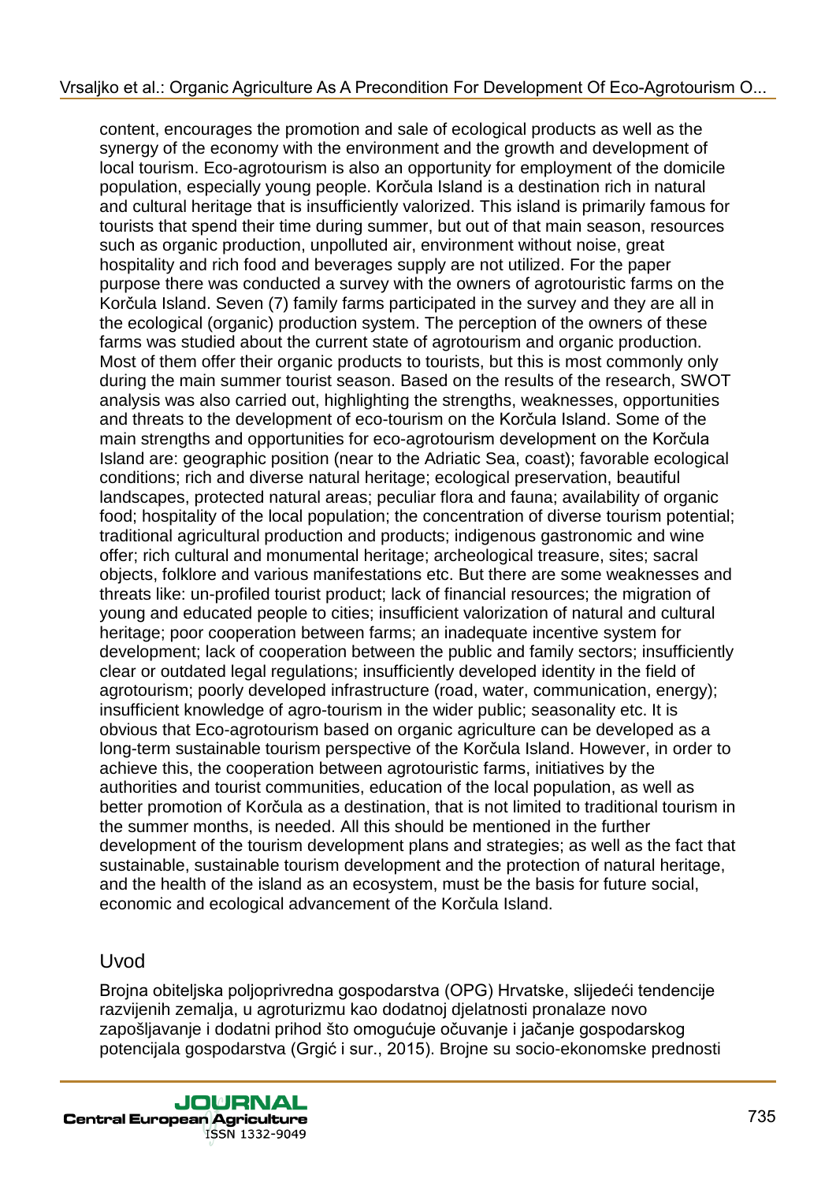content, encourages the promotion and sale of ecological products as well as the synergy of the economy with the environment and the growth and development of local tourism. Eco-agrotourism is also an opportunity for employment of the domicile population, especially young people. Korčula Island is a destination rich in natural and cultural heritage that is insufficiently valorized. This island is primarily famous for tourists that spend their time during summer, but out of that main season, resources such as organic production, unpolluted air, environment without noise, great hospitality and rich food and beverages supply are not utilized. For the paper purpose there was conducted a survey with the owners of agrotouristic farms on the Korčula Island. Seven (7) family farms participated in the survey and they are all in the ecological (organic) production system. The perception of the owners of these farms was studied about the current state of agrotourism and organic production. Most of them offer their organic products to tourists, but this is most commonly only during the main summer tourist season. Based on the results of the research, SWOT analysis was also carried out, highlighting the strengths, weaknesses, opportunities and threats to the development of eco-tourism on the Korčula Island. Some of the main strengths and opportunities for eco-agrotourism development on the Korčula Island are: geographic position (near to the Adriatic Sea, coast); favorable ecological conditions; rich and diverse natural heritage; ecological preservation, beautiful landscapes, protected natural areas; peculiar flora and fauna; availability of organic food; hospitality of the local population; the concentration of diverse tourism potential; traditional agricultural production and products; indigenous gastronomic and wine offer; rich cultural and monumental heritage; archeological treasure, sites; sacral objects, folklore and various manifestations etc. But there are some weaknesses and threats like: un-profiled tourist product; lack of financial resources; the migration of young and educated people to cities; insufficient valorization of natural and cultural heritage; poor cooperation between farms; an inadequate incentive system for development; lack of cooperation between the public and family sectors; insufficiently clear or outdated legal regulations; insufficiently developed identity in the field of agrotourism; poorly developed infrastructure (road, water, communication, energy); insufficient knowledge of agro-tourism in the wider public; seasonality etc. It is obvious that Eco-agrotourism based on organic agriculture can be developed as a long-term sustainable tourism perspective of the Korčula Island. However, in order to achieve this, the cooperation between agrotouristic farms, initiatives by the authorities and tourist communities, education of the local population, as well as better promotion of Korčula as a destination, that is not limited to traditional tourism in the summer months, is needed. All this should be mentioned in the further development of the tourism development plans and strategies; as well as the fact that sustainable, sustainable tourism development and the protection of natural heritage, and the health of the island as an ecosystem, must be the basis for future social, economic and ecological advancement of the Korčula Island.

## Uvod

Brojna obiteljska poljoprivredna gospodarstva (OPG) Hrvatske, slijedeći tendencije razvijenih zemalja, u agroturizmu kao dodatnoj djelatnosti pronalaze novo zapošljavanje i dodatni prihod što omogućuje očuvanje i jačanje gospodarskog potencijala gospodarstva (Grgić i sur., 2015). Brojne su socio-ekonomske prednosti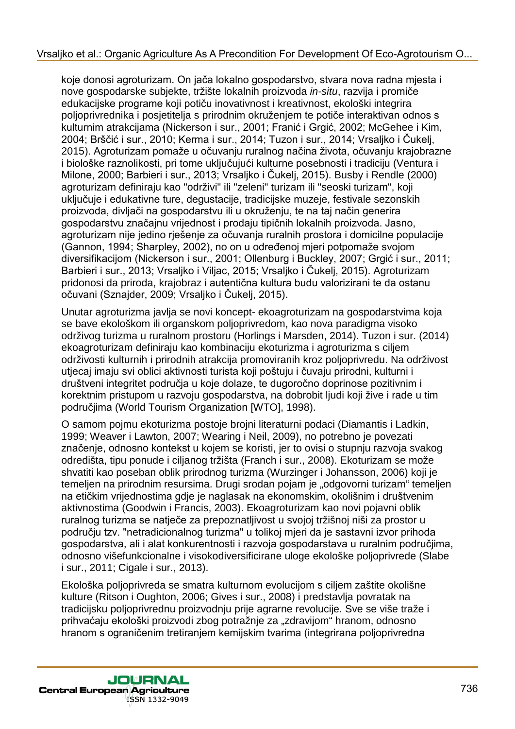koje donosi agroturizam. On jača lokalno gospodarstvo, stvara nova radna mjesta i nove gospodarske subjekte, tržište lokalnih proizvoda *in-situ*, razvija i promiče edukacijske programe koji potiču inovativnost i kreativnost, ekološki integrira poljoprivrednika i posjetitelja s prirodnim okruženjem te potiče interaktivan odnos s kulturnim atrakcijama (Nickerson i sur., 2001; Franić i Grgić, 2002; McGehee i Kim, 2004; Bršćić i sur., 2010; Kerma i sur., 2014; Tuzon i sur., 2014; Vrsaljko i Čukelj, 2015). Agroturizam pomaže u očuvanju ruralnog načina života, očuvanju krajobrazne i biološke raznolikosti, pri tome uključujući kulturne posebnosti i tradiciju (Ventura i Milone, 2000; Barbieri i sur., 2013; Vrsaljko i Čukelj, 2015). Busby i Rendle (2000) agroturizam definiraju kao "održivi" ili "zeleni" turizam ili "seoski turizam", koji uključuje i edukativne ture, degustacije, tradicijske muzeje, festivale sezonskih proizvoda, divljači na gospodarstvu ili u okruženju, te na taj način generira gospodarstvu značajnu vrijednost i prodaju tipičnih lokalnih proizvoda. Jasno, agroturizam nije jedino rješenje za očuvanja ruralnih prostora i domicilne populacije (Gannon, 1994; Sharpley, 2002), no on u određenoj mjeri potpomaže svojom diversifikacijom (Nickerson i sur., 2001; Ollenburg i Buckley, 2007; Grgić i sur., 2011; Barbieri i sur., 2013; Vrsaljko i Viljac, 2015; Vrsaljko i Čukelj, 2015). Agroturizam pridonosi da priroda, krajobraz i autentična kultura budu valorizirani te da ostanu očuvani (Sznajder, 2009; Vrsaljko i Čukelj, 2015).

Unutar agroturizma javlja se novi koncept- ekoagroturizam na gospodarstvima koja se bave ekološkom ili organskom poljoprivredom, kao nova paradigma visoko održivog turizma u ruralnom prostoru (Horlings i Marsden, 2014). Tuzon i sur. (2014) ekoagroturizam definiraju kao kombinaciju ekoturizma i agroturizma s ciljem održivosti kulturnih i prirodnih atrakcija promoviranih kroz poljoprivredu. Na održivost utjecaj imaju svi oblici aktivnosti turista koji poštuju i čuvaju prirodni, kulturni i društveni integritet područja u koje dolaze, te dugoročno doprinose pozitivnim i korektnim pristupom u razvoju gospodarstva, na dobrobit ljudi koji žive i rade u tim područjima (World Tourism Organization [WTO], 1998).

O samom pojmu ekoturizma postoje brojni literaturni podaci (Diamantis i Ladkin, 1999; Weaver i Lawton, 2007; Wearing i Neil, 2009), no potrebno je povezati značenje, odnosno kontekst u kojem se koristi, jer to ovisi o stupnju razvoja svakog odredišta, tipu ponude i ciljanog tržišta (Franch i sur., 2008). Ekoturizam se može shvatiti kao poseban oblik prirodnog turizma (Wurzinger i Johansson, 2006) koji je temeljen na prirodnim resursima. Drugi srodan pojam je „odgovorni turizam“ temeljen na etičkim vrijednostima gdje je naglasak na ekonomskim, okolišnim i društvenim aktivnostima (Goodwin i Francis, 2003). Ekoagroturizam kao novi pojavni oblik ruralnog turizma se natječe za prepoznatljivost u svojoj tržišnoj niši za prostor u području tzv. "netradicionalnog turizma" u tolikoj mjeri da je sastavni izvor prihoda gospodarstva, ali i alat konkurentnosti i razvoja gospodarstava u ruralnim područjima, odnosno višefunkcionalne i visokodiversificirane uloge ekološke poljoprivrede (Slabe i sur., 2011; Cigale i sur., 2013).

Ekološka poljoprivreda se smatra kulturnom evolucijom s ciljem zaštite okolišne kulture (Ritson i Oughton, 2006; Gives i sur., 2008) i predstavlja povratak na tradicijsku poljoprivrednu proizvodnju prije agrarne revolucije. Sve se više traže i prihvaćaju ekološki proizvodi zbog potražnje za „zdravijom“ hranom, odnosno hranom s ograničenim tretiranjem kemijskim tvarima (integrirana poljoprivredna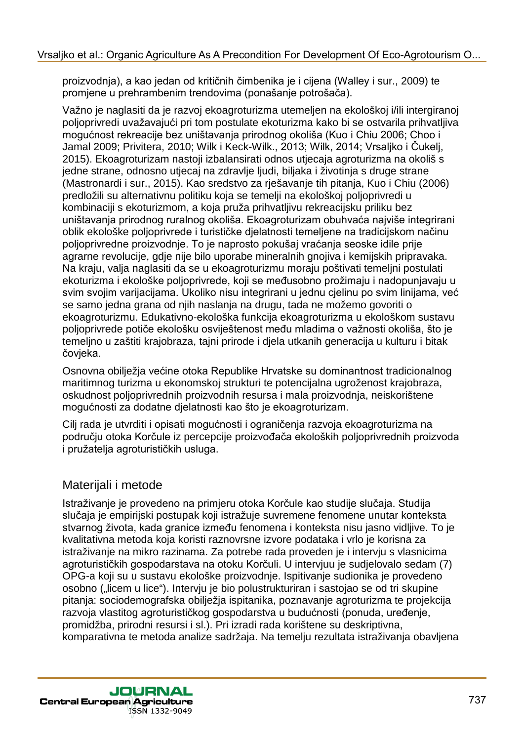proizvodnja), a kao jedan od kritičnih čimbenika je i cijena (Walley i sur., 2009) te promjene u prehrambenim trendovima (ponašanje potrošača).

Važno je naglasiti da je razvoj ekoagroturizma utemeljen na ekološkoj i/ili intergiranoj poljoprivredi uvažavajući pri tom postulate ekoturizma kako bi se ostvarila prihvatljiva mogućnost rekreacije bez uništavanja prirodnog okoliša (Kuo i Chiu 2006; Choo i Jamal 2009; Privitera, 2010; Wilk i Keck-Wilk., 2013; Wilk, 2014; Vrsaljko i Čukelj, 2015). Ekoagroturizam nastoji izbalansirati odnos utjecaja agroturizma na okoliš s jedne strane, odnosno utjecaj na zdravlje ljudi, biljaka i životinja s druge strane (Mastronardi i sur., 2015). Kao sredstvo za rješavanje tih pitanja, Kuo i Chiu (2006) predložili su alternativnu politiku koja se temelji na ekološkoj poljoprivredi u kombinaciji s ekoturizmom, a koja pruža prihvatljivu rekreacijsku priliku bez uništavanja prirodnog ruralnog okoliša. Ekoagroturizam obuhvaća najviše integrirani oblik ekološke poljoprivrede i turističke djelatnosti temeljene na tradicijskom načinu poljoprivredne proizvodnje. To je naprosto pokušaj vraćanja seoske idile prije agrarne revolucije, gdje nije bilo uporabe mineralnih gnojiva i kemijskih pripravaka. Na kraju, valja naglasiti da se u ekoagroturizmu moraju poštivati temeljni postulati ekoturizma i ekološke poljoprivrede, koji se međusobno prožimaju i nadopunjavaju u svim svojim varijacijama. Ukoliko nisu integrirani u jednu cjelinu po svim linijama, već se samo jedna grana od njih naslanja na drugu, tada ne možemo govoriti o ekoagroturizmu. Edukativno-ekološka funkcija ekoagroturizma u ekološkom sustavu poljoprivrede potiče ekološku osviještenost među mladima o važnosti okoliša, što je temeljno u zaštiti krajobraza, tajni prirode i djela utkanih generacija u kulturu i bitak čovjeka.

Osnovna obilježja većine otoka Republike Hrvatske su dominantnost tradicionalnog maritimnog turizma u ekonomskoj strukturi te potencijalna ugroženost krajobraza, oskudnost poljoprivrednih proizvodnih resursa i mala proizvodnja, neiskorištene mogućnosti za dodatne djelatnosti kao što je ekoagroturizam.

Cilj rada je utvrditi i opisati mogućnosti i ograničenja razvoja ekoagroturizma na području otoka Korčule iz percepcije proizvođača ekoloških poljoprivrednih proizvoda i pružatelja agroturističkih usluga.

## Materijali i metode

Istraživanje je provedeno na primjeru otoka Korčule kao studije slučaja. Studija slučaja je empirijski postupak koji istražuje suvremene fenomene unutar konteksta stvarnog života, kada granice između fenomena i konteksta nisu jasno vidljive. To je kvalitativna metoda koja koristi raznovrsne izvore podataka i vrlo je korisna za istraživanje na mikro razinama. Za potrebe rada proveden je i intervju s vlasnicima agroturističkih gospodarstava na otoku Korčuli. U intervjuu je sudjelovalo sedam (7) OPG-a koji su u sustavu ekološke proizvodnje. Ispitivanje sudionika je provedeno osobno („licem u lice"). Intervju je bio polustrukturiran i sastojao se od tri skupine pitanja: sociodemografska obilježja ispitanika, poznavanje agroturizma te projekcija razvoja vlastitog agroturističkog gospodarstva u budućnosti (ponuda, uređenje, promidžba, prirodni resursi i sl.). Pri izradi rada korištene su deskriptivna, komparativna te metoda analize sadržaja. Na temelju rezultata istraživanja obavljena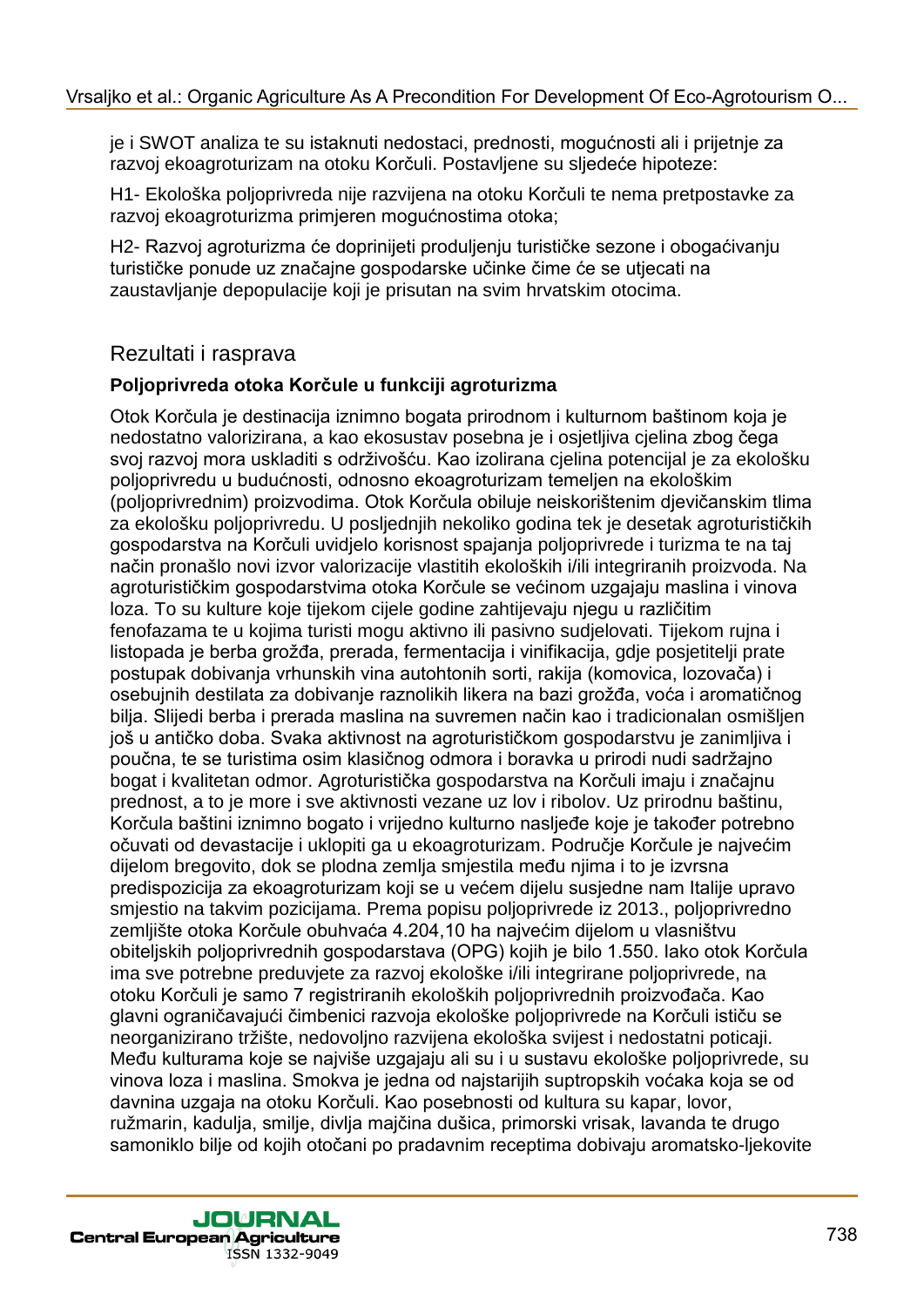je i SWOT analiza te su istaknuti nedostaci, prednosti, mogućnosti ali i prijetnje za razvoj ekoagroturizam na otoku Korčuli. Postavljene su sljedeće hipoteze:

H1- Ekološka poljoprivreda nije razvijena na otoku Korčuli te nema pretpostavke za razvoj ekoagroturizma primjeren mogućnostima otoka;

H2- Razvoj agroturizma će doprinijeti produljenju turističke sezone i obogaćivanju turističke ponude uz značajne gospodarske učinke čime će se utjecati na zaustavljanje depopulacije koji je prisutan na svim hrvatskim otocima.

## Rezultati i rasprava

### Poljoprivreda otoka Korčule u funkciji agroturizma

Otok Korčula je destinacija iznimno bogata prirodnom i kulturnom baštinom koja je nedostatno valorizirana, a kao ekosustav posebna je i osjetljiva cjelina zbog čega svoj razvoj mora uskladiti s održivošću. Kao izolirana cjelina potencijal je za ekološku poljoprivredu u budućnosti, odnosno ekoagroturizam temeljen na ekološkim (poljoprivrednim) proizvodima. Otok Korčula obiluje neiskorištenim djevičanskim tlima za ekološku poljoprivredu. U posljednjih nekoliko godina tek je desetak agroturističkih gospodarstava na Korčuli uvidjelo korisnost spajanja poljoprivrede i turizma te na taj način pronašlo novi izvor valorizacije vlastitih ekoloških i/ili integriranih proizvoda. Na agroturističkim gospodarstvima otoka Korčule se većinom uzgajaju maslina i vinova loza. To su kulture koje tijekom cijele godine zahtijevaju njegu u različitim fenofazama te u kojima turisti mogu aktivno ili pasivno sudjelovati. Tijekom rujna i listopada je berba grožđa, prerada, fermentacija i vinifikacija, gdje posjetitelji prate postupak dobivanja vrhunskih vina autohtonih sorti, rakija (komovica, lozovača) i osebujnih destilata za dobivanje raznolikih likera na bazi grožđa, voća i aromatičnog bilja. Slijedi berba i prerada maslina na suvremen način kao i tradicionalan osmišljen još u antičko doba. Svaka aktivnost na agroturističkom gospodarstvu je zanimljiva i poučna, te se turistima osim klasičnog odmora i boravka u prirodi nudi sadržajno bogat i kvalitetan odmor. Agroturistička gospodarstva na Korčuli imaju i značajnu prednost, a to je more i sve aktivnosti vezane uz lov i ribolov. Uz prirodnu baštinu, Korčula baštini iznimno bogato i vrijedno kulturno naslijeđe koje je također potrebno očuvati od devastacije i uklopiti ga u ekoagroturizam. Područje Korčule je najvećim dijelom bregovito, dok se plodna zemlja smjestila među njima i to je izvrsna predispozicija za ekoagroturizam koji se u većem dijelu susjedne nam Italije upravo smjestio na takvim pozicijama. Prema popisu poljoprivrede iz 2013., poljoprivredno zemljište otoka Korčule obuhvaća 4.204,10 ha najvećim dijelom u vlasništvu obiteljskih poljoprivrednih gospodarstava (OPG) kojih je bilo 1.550. Iako otok Korčula ima sve potrebne preduvjete za razvoj ekološke i/ili integrirane poljoprivrede, na otoku Korčuli je samo 7 registriranih ekoloških poljoprivrednih proizvođača. Kao glavni ograničavajući čimbenici razvoja ekološke poljoprivrede na Korčuli ističu se neorganizirano tržište, nedovoljno razvijena ekološka svijest i nedostatni poticaji. Među kulturama koje se najviše uzgajaju ali su i u sustavu ekološke poljoprivrede, su vinova loza i maslina. Smokva je jedna od najstarijih suptropskih voćaka koja se od davnina uzgaja na otoku Korčuli. Kao posebnosti od kultura su kapar, lovor, ružmarin, kadulja, smilje, divlja majčina dušica, primorski vrisak, lavanda te drugo samoniklo bilje od kojih otočani po pradavnim receptima dobivaju aromatsko-ljekovite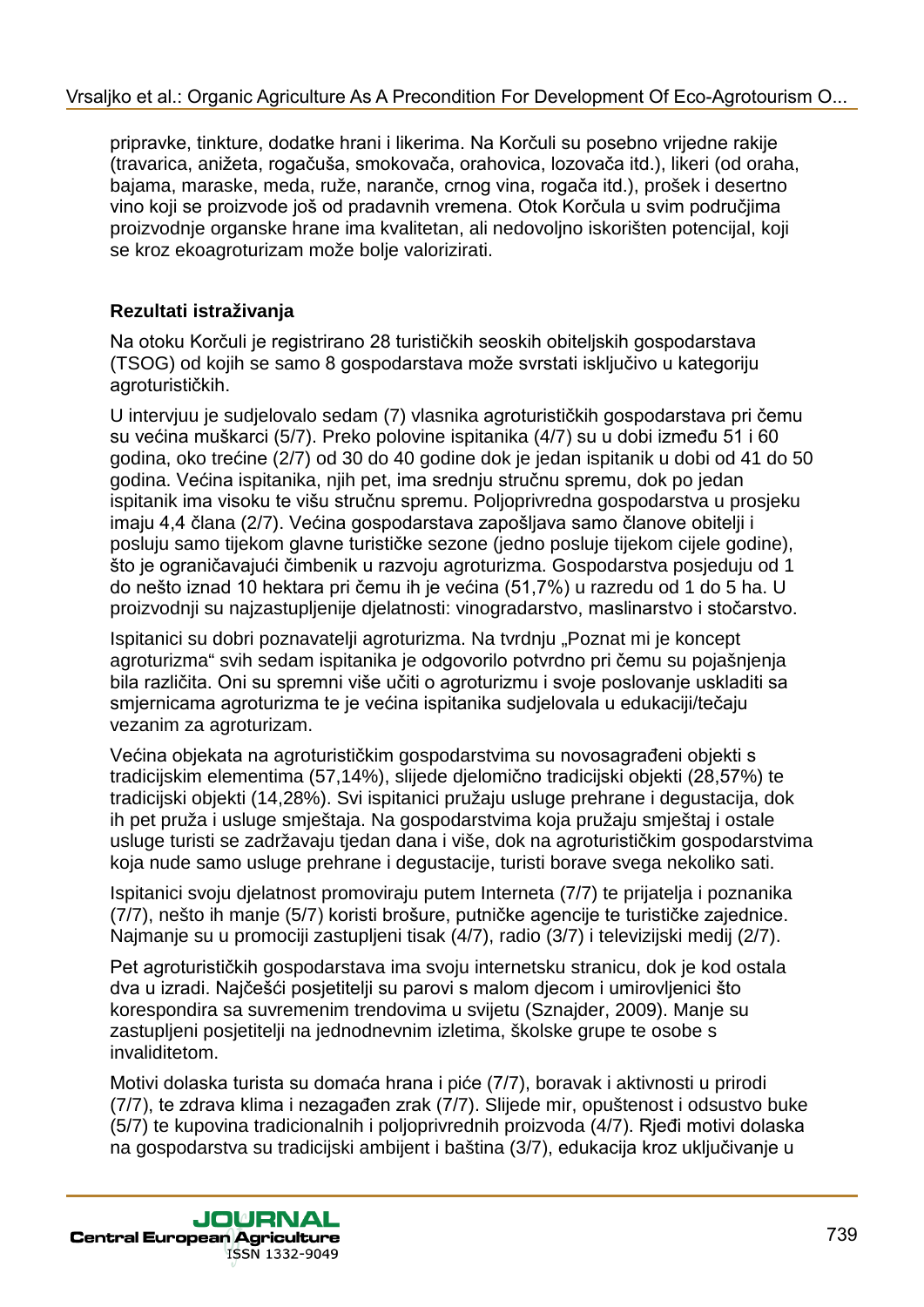pripravke, tinkture, dodatke hrani i likerima. Na Korčuli su posebno vrijedne rakije (travarica, aniżeta, rogačuša, smokovača, orahovica, lozovača itd.), likeri (od oraha, bajama, maraske, meda, ruže, naranče, crnog vina, rogača itd.), prošek i desertno vino koji se proizvode još od pradavnih vremena. Otok Korčula u svim područjima proizvodnje organske hrane ima kvalitetan, ali nedovoljno iskorišten potencijal, koji se kroz ekoagroturizam može bolje valorizirati.

**Rezultati istraživanja**

Na otoku Korčuli je registrirano 28 turističkih seoskih obiteljskih gospodarstava (TSOG) od kojih se samo 8 gospodarstava može svrstati isključivo u kategoriju agroturističkih.

U intervjuu je sudjelovalo sedam (7) vlasnika agroturističkih gospodarstava pri čemu su većina muškarci (5/7). Preko polovine ispitanika (4/7) su u dobi između 51 i 60 godina, oko trećine (2/7) od 30 do 40 godine dok je jedan ispitanik u dobi od 41 do 50 godina. Većina ispitanika, njih pet, ima srednju stručnu spremu, dok po jedan ispitanik ima visoku te višu stručnu spremu. Poljoprivredna gospodarstva u prosjeku imaju 4,4 člana (2/7). Većina gospodarstava zapošljava samo članove obitelji i posluju samo tijekom glavne turističke sezone (jedno posluje tijekom cijele godine), što je ograničavajući čimbenik u razvoju agroturizma. Gospodarstva posjeduju od 1 do nešto iznad 10 hektara pri čemu ih je većina (51,7%) u razredu od 1 do 5 ha. U proizvodnji su najzastupljenije djelatnosti: vinogradarstvo, maslinarstvo i stočarstvo.

Ispitanici su dobri poznavatelji agroturizma. Na tvrdnju „Poznat mi je koncept agroturizma" svih sedam ispitanika je odgovorilo potvrdno pri čemu su pojašnjenja bila različita. Oni su spremni više učiti o agroturizmu i svoje poslovanje uskladiti sa smjernicama agroturizma te je većina ispitanika sudjelovala u edukaciji/tečaju vezanim za agroturizam.

Većina objekata na agroturističkim gospodarstvima su novosagrađeni objekti s tradicijskim elementima (57,14%), slijede djelomično tradicijski objekti (28,57%) te tradicijski objekti (14,28%). Svi ispitanici pružaju usluge prehrane i degustacija, dok ih pet pruža i usluge smještaja. Na gospodarstvima koja pružaju smještaj i ostale usluge turisti se zadržavaju tjedan dana i više, dok na agroturističkim gospodarstvima koja nude samo usluge prehrane i degustacije, turisti borave svega nekoliko sati.

Ispitanici svoju djelatnost promoviraju putem Interneta (7/7) te prijatelja i poznanika (7/7), nešto ih manje (5/7) koristi brošure, putničke agencije te turističke zajednice. Najmanje su u promociji zastupljeni tisak (4/7), radio (3/7) i televizijski medij (2/7).

Pet agroturističkih gospodarstava ima svoju internetsku stranicu, dok je kod ostala dva u izradi. Najčešći posjetitelji su parovi s malom djecom i umirovljenici što korespondira sa suvremenim trendovima u svijetu (Sznajder, 2009). Manje su zastupljeni posjetitelji na jednodnevnim izletima, školske grupe te osobe s invaliditetom.

Motivi dolaska turista su domaća hrana i piće (7/7), boravak i aktivnosti u prirodi (7/7), te zdrava klima i nezagađen zrak (7/7). Slijede mir, opuštenost i odsustvo buke (5/7) te kupovina tradicionalnih i poljoprivrednih proizvoda (4/7). Rjeđi motivi dolaska na gospodarstva su tradicijski ambijent i baština (3/7), edukacija kroz uključivanje u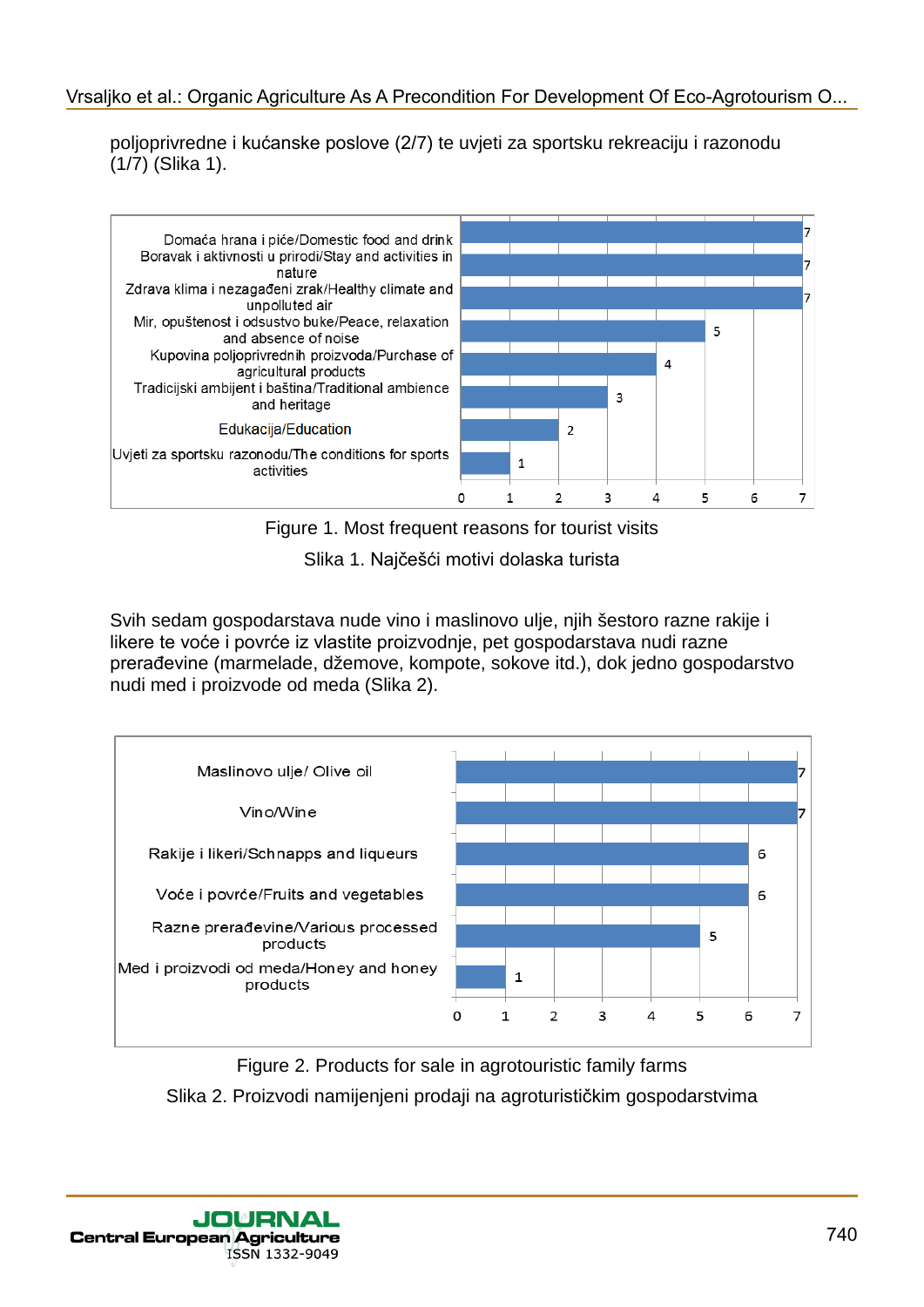poljoprivredne i kućanske poslove (2/7) te uvjeti za sportsku rekreaciju i razonodu (1/7) (Slika 1).

Figure 1. Most frequent reasons for tourist visits

Slika 1. Najčešći motivi dolaska turista

Svih sedam gospodarstava nude vino i maslinovo ulje, njih šestoro razne rakije i likere te voće i povrće iz vlastite proizvodnje, pet gospodarstava nudi razne prerađevine (marmelade, džemove, kompote, sokove itd.), dok jedno gospodarstvo nudi med i proizvode od meda (Slika 2).

Figure 2. Products for sale in agrotouristic family farms

Slika 2. Proizvodi namijenjeni prodaji na agroturističkim gospodarstvima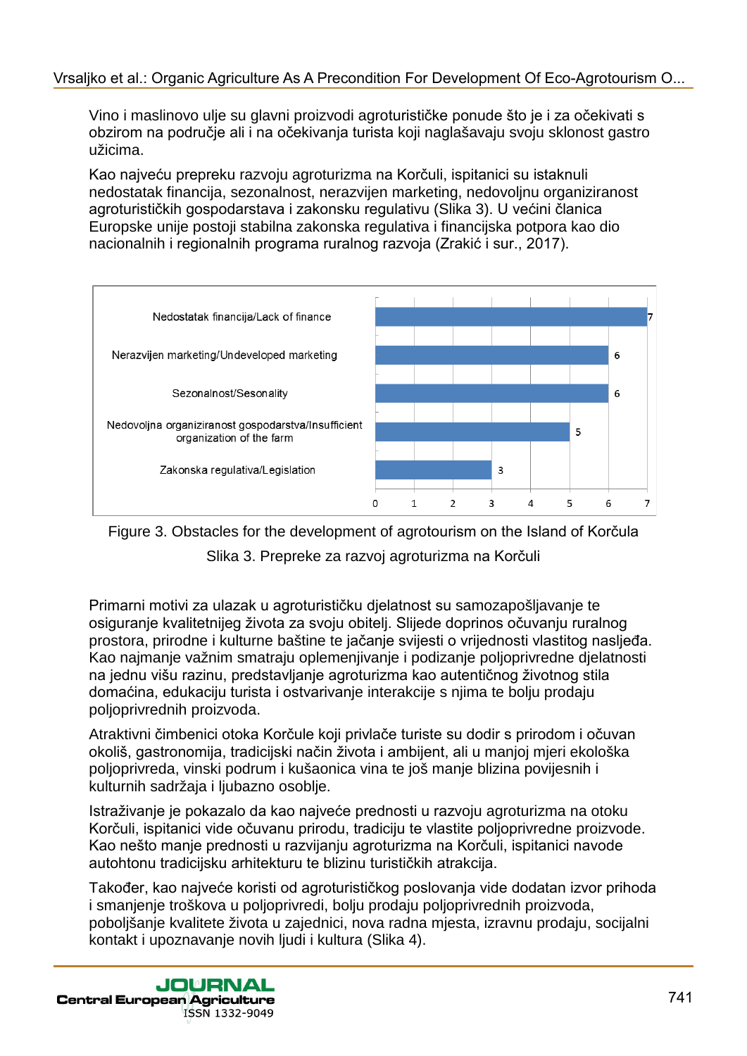Vino i maslinovo ulje su glavni proizvodi agroturističke ponude što je i za očekivati s obzirom na područje ali i na očekivanja turista koji naglašavaju svoju sklonost gastro užicima.

Kao najveću prepreku razvoju agroturizma na Korčuli, ispitanici su istaknuli nedostatak financija, sezonalnost, nerazvijen marketing, nedovoljnu organiziranost agroturističkih gospodarstava i zakonsku regulativu (Slika 3). U većini članica Europske unije postoji stabilna zakonska regulativa i financijska potpora kao dio nacionalnih i regionalnih programa ruralnog razvoja (Zrakić i sur., 2017).

| Prepreka / Obstacle | Value |
|---|---|
| Nedostatak financija/Lack of finance | 7 |
| Nerazvijen marketing/Undeveloped marketing | 6 |
| Sezonalnost/Sesonality | 6 |
| Nedovoljna organiziranost gospodarstva/Insufficient organization of the farm | 5 |
| Zakonska regulativa/Legislation | 3 |

Figure 3. Obstacles for the development of agrotourism on the Island of Korčula

Slika 3. Prepreke za razvoj agroturizma na Korčuli

Primarni motivi za ulazak u agroturističku djelatnost su samozapošljavanje te osiguranje kvalitetnijeg života za svoju obitelj. Slijede doprinos očuvanju ruralnog prostora, prirodne i kulturne baštine te jačanje svijesti o vrijednosti vlastitog nasljeđa. Kao najmanje važnim smatraju oplemenjivanje i podizanje poljoprivredne djelatnosti na jednu višu razinu, predstavljanje agroturizma kao autentičnog životnog stila domaćina, edukaciju turista i ostvarivanje interakcije s njima te bolju prodaju poljoprivrednih proizvoda.

Atraktivni čimbenici otoka Korčule koji privlače turiste su dodir s prirodom i očuvan okoliš, gastronomija, tradicijski način života i ambijent, ali u manjoj mjeri ekološka poljoprivreda, vinski podrum i kušaonica vina te još manje blizina povijesnih i kulturnih sadržaja i ljubazno osoblje.

Istraživanje je pokazalo da kao najveće prednosti u razvoju agroturizma na otoku Korčuli, ispitanici vide očuvanu prirodu, tradiciju te vlastite poljoprivredne proizvode. Kao nešto manje prednosti u razvijanju agroturizma na Korčuli, ispitanici navode autohtonu tradicijsku arhitekturu te blizinu turističkih atrakcija.

Također, kao najveće koristi od agroturističkog poslovanja vide dodatan izvor prihoda i smanjenje troškova u poljoprivredi, bolju prodaju poljoprivrednih proizvoda, poboljšanje kvalitete života u zajednici, nova radna mjesta, izravnu prodaju, socijalni kontakt i upoznavanje novih ljudi i kultura (Slika 4).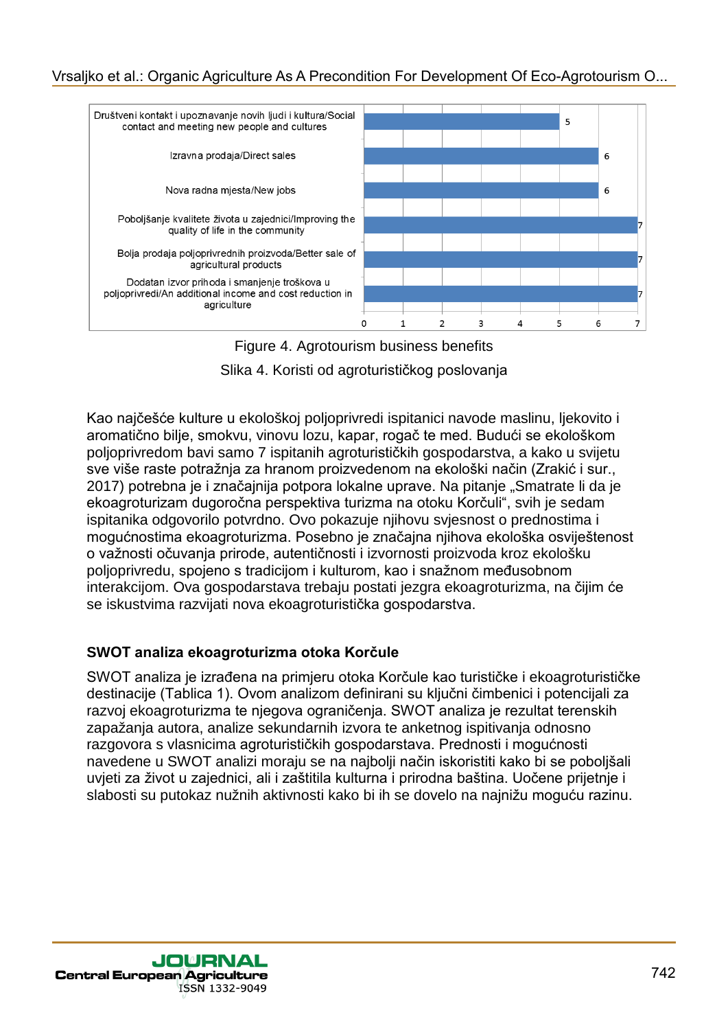| Koristi / Benefits | Broj / Number |
|---|---|
| Društveni kontakt i upoznavanje novih ljudi i kultura/Social contact and meeting new people and cultures | 5 |
| Izravna prodaja/Direct sales | 6 |
| Nova radna mjesta/New jobs | 6 |
| Poboljšanje kvalitete života u zajednici/Improving the quality of life in the community | 7 |
| Bolja prodaja poljoprivrednih proizvoda/Better sale of agricultural products | 7 |
| Dodatan izvor prihoda i smanjenje troškova u poljoprivredi/An additional income and cost reduction in agriculture | 7 |

Figure 4. Agrotourism business benefits

Slika 4. Koristi od agroturističkog poslovanja

Kao najčešće kulture u ekološkoj poljoprivredi ispitanici navode maslinu, ljekovito i aromatično bilje, smokvu, vinovu lozu, kapar, rogač te med. Budući se ekološkom poljoprivredom bavi samo 7 ispitanih agroturističkih gospodarstva, a kako u svijetu sve više raste potražnja za hranom proizvedenom na ekološki način (Zrakić i sur., 2017) potrebna je i značajnija potpora lokalne uprave. Na pitanje „Smatrate li da je ekoagroturizam dugoročna perspektiva turizma na otoku Korčuli", svih je sedam ispitanika odgovorilo potvrdno. Ovo pokazuje njihovu svjesnost o prednostima i mogućnostima ekoagroturizma. Posebno je značajna njihova ekološka osviještenost o važnosti očuvanja prirode, autentičnosti i izvornosti proizvoda kroz ekološku poljoprivredu, spojeno s tradicijom i kulturom, kao i snažnom međusobnom interakcijom. Ova gospodarstava trebaju postati jezgra ekoagroturizma, na čijim će se iskustvima razvijati nova ekoagroturistička gospodarstva.

## SWOT analiza ekoagroturizma otoka Korčule

SWOT analiza je izrađena na primjeru otoka Korčule kao turističke i ekoagroturističke destinacije (Tablica 1). Ovom analizom definirani su ključni čimbenici i potencijali za razvoj ekoagroturizma te njegova ograničenja. SWOT analiza je rezultat terenskih zapažanja autora, analize sekundarnih izvora te anketnog ispitivanja odnosno razgovora s vlasnicima agroturističkih gospodarstava. Prednosti i mogućnosti navedene u SWOT analizi moraju se na najbolji način iskoristiti kako bi se poboljšali uvjeti za život u zajednici, ali i zaštitila kulturna i prirodna baština. Uočene prijetnje i slabosti su putokaz nužnih aktivnosti kako bi ih se dovelo na najnižu moguću razinu.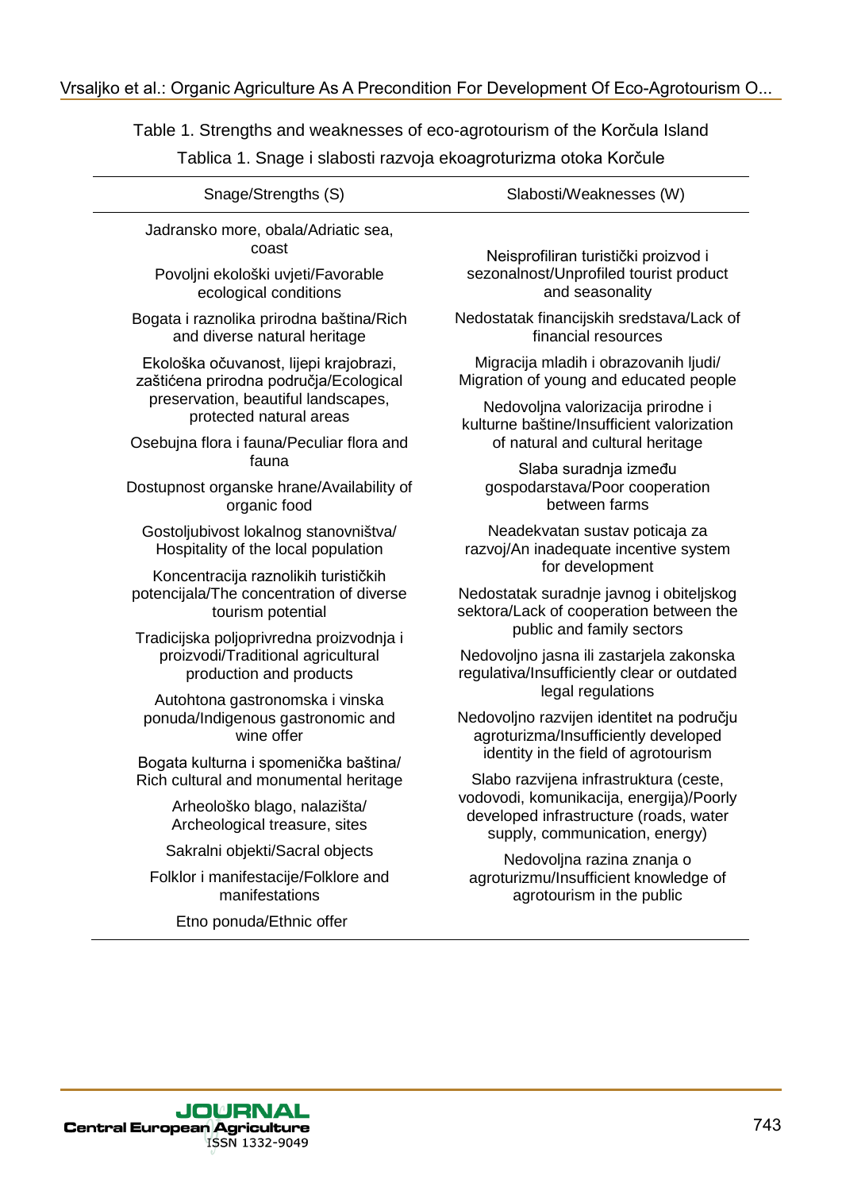Table 1. Strengths and weaknesses of eco-agrotourism of the Korčula Island

Tablica 1. Snage i slabosti razvoja ekoagroturizma otoka Korčule

| Snage/Strengths (S) | Slabosti/Weaknesses (W) |
|---|---|
| Jadransko more, obala/Adriatic sea, coast | Neisprofiliran turistički proizvod i sezonalnost/Unprofiled tourist product and seasonality |
| Povoljni ekološki uvjeti/Favorable ecological conditions | Nedostatak financijskih sredstava/Lack of financial resources |
| Bogata i raznolika prirodna baština/Rich and diverse natural heritage | Migracija mladih i obrazovanih ljudi/ Migration of young and educated people |
| Ekološka očuvanost, lijepi krajobrazi, zaštićena prirodna područja/Ecological preservation, beautiful landscapes, protected natural areas | Nedovoljna valorizacija prirodne i kulturne baštine/Insufficient valorization of natural and cultural heritage |
| Osebujna flora i fauna/Peculiar flora and fauna | Slaba suradnja između gospodarstava/Poor cooperation between farms |
| Dostupnost organske hrane/Availability of organic food | Neadekvatan sustav poticaja za razvoj/An inadequate incentive system for development |
| Gostoljubivost lokalnog stanovništva/ Hospitality of the local population | Nedostatak suradnje javnog i obiteljskog sektora/Lack of cooperation between the public and family sectors |
| Koncentracija raznolikih turističkih potencijala/The concentration of diverse tourism potential | Nedovoljno jasna ili zastarjela zakonska regulativa/Insufficiently clear or outdated legal regulations |
| Tradicijska poljoprivredna proizvodnja i proizvodi/Traditional agricultural production and products | Nedovoljno razvijen identitet na području agroturizma/Insufficiently developed identity in the field of agrotourism |
| Autohtona gastronomska i vinska ponuda/Indigenous gastronomic and wine offer | Slabo razvijena infrastruktura (ceste, vodovodi, komunikacija, energija)/Poorly developed infrastructure (roads, water supply, communication, energy) |
| Bogata kulturna i spomenička baština/ Rich cultural and monumental heritage | Nedovoljna razina znanja o agroturizmu/Insufficient knowledge of agrotourism in the public |
| Arheološko blago, nalazišta/ Archeological treasure, sites | |
| Sakralni objekti/Sacral objects | |
| Folklor i manifestacije/Folklore and manifestations | |
| Etno ponuda/Ethnic offer | |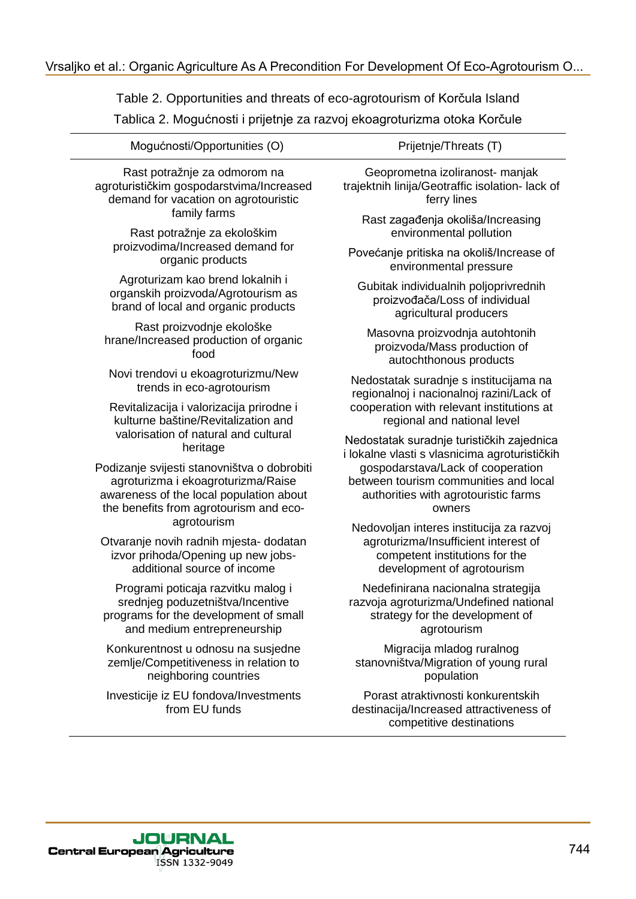Table 2. Opportunities and threats of eco-agrotourism of Korčula Island

Tablica 2. Mogućnosti i prijetnje za razvoj ekoagroturizma otoka Korčule

| Mogućnosti/Opportunities (O) | Prijetnje/Threats (T) |
|---|---|
| Rast potražnje za odmorom na agroturističkim gospodarstvima/Increased demand for vacation on agrotouristic family farms | Geoprometna izoliranost- manjak trajektnih linija/Geotraffic isolation- lack of ferry lines |
| Rast potražnje za ekološkim proizvodima/Increased demand for organic products | Rast zagađenja okoliša/Increasing environmental pollution |
| Agroturizam kao brend lokalnih i organskih proizvoda/Agrotourism as brand of local and organic products | Povećanje pritiska na okoliš/Increase of environmental pressure |
| Rast proizvodnje ekološke hrane/Increased production of organic food | Gubitak individualnih poljoprivrednih proizvođača/Loss of individual agricultural producers |
| Novi trendovi u ekoagroturizmu/New trends in eco-agrotourism | Masovna proizvodnja autohtonih proizvoda/Mass production of autochthonous products |
| Revitalizacija i valorizacija prirodne i kulturne baštine/Revitalization and valorisation of natural and cultural heritage | Nedostatak suradnje s institucijama na regionalnoj i nacionalnoj razini/Lack of cooperation with relevant institutions at regional and national level |
| Podizanje svijesti stanovništva o dobrobiti agroturizma i ekoagroturizma/Raise awareness of the local population about the benefits from agrotourism and eco-agrotourism | Nedostatak suradnje turističkih zajednica i lokalne vlasti s vlasnicima agroturističkih gospodarstava/Lack of cooperation between tourism communities and local authorities with agrotouristic farms owners |
| Otvaranje novih radnih mjesta- dodatan izvor prihoda/Opening up new jobs- additional source of income | Nedovoljan interes institucija za razvoj agroturizma/Insufficient interest of competent institutions for the development of agrotourism |
| Programi poticaja razvitku malog i srednjeg poduzetništva/Incentive programs for the development of small and medium entrepreneurship | Nedefinirana nacionalna strategija razvoja agroturizma/Undefined national strategy for the development of agrotourism |
| Konkurentnost u odnosu na susjedne zemlje/Competitiveness in relation to neighboring countries | Migracija mladog ruralnog stanovništva/Migration of young rural population |
| Investicije iz EU fondova/Investments from EU funds | Porast atraktivnosti konkurentskih destinacija/Increased attractiveness of competitive destinations |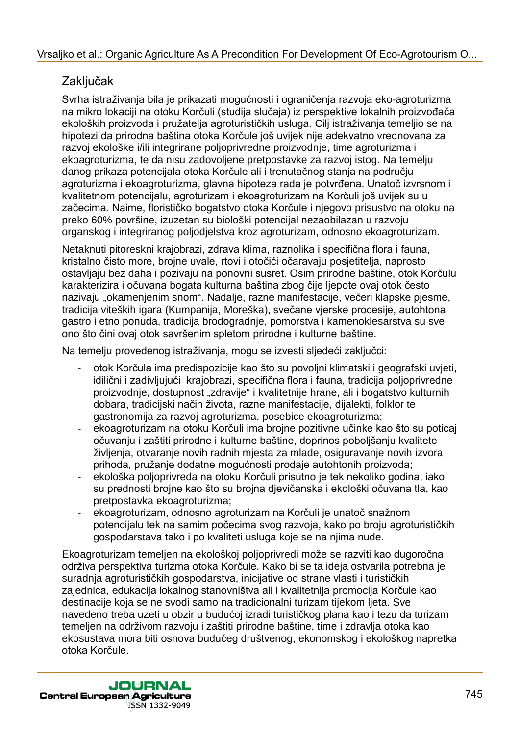## Zaključak

Svrha istraživanja bila je prikazati mogućnosti i ograničenja razvoja eko-agroturizma na mikro lokaciji na otoku Korčuli (studija slučaja) iz perspektive lokalnih proizvođača ekoloških proizvoda i pružatelja agroturističkih usluga. Cilj istraživanja temeljio se na hipotezi da prirodna baština otoka Korčule još uvijek nije adekvatno vrednovana za razvoj ekološke i/ili integrirane poljoprivredne proizvodnje, time agroturizma i ekoagroturizma, te da nisu zadovoljene pretpostavke za razvoj istog. Na temelju danog prikaza potencijala otoka Korčule ali i trenutačnog stanja na području agroturizma i ekoagroturizma, glavna hipoteza rada je potvrđena. Unatoč izvrsnom i kvalitetnom potencijalu, agroturizam i ekoagroturizam na Korčuli još uvijek su u začecima. Naime, florističko bogatstvo otoka Korčule i njegovo prisustvo na otoku na preko 60% površine, izuzetan su biološki potencijal nezaobilazan u razvoju organskog i integriranog poljodjelstva kroz agroturizam, odnosno ekoagroturizam.

Netaknuti pitoreskni krajobrazi, zdrava klima, raznolika i specifična flora i fauna, kristalno čisto more, brojne uvale, rtovi i otočići očaravaju posjetitelja, naprosto ostavljaju bez daha i pozivaju na ponovni susret. Osim prirodne baštine, otok Korčulu karakterizira i očuvana bogata kulturna baština zbog čije ljepote ovaj otok često nazivaju „okamenjenim snom". Nadalje, razne manifestacije, večeri klapske pjesme, tradicija viteških igara (Kumpanija, Moreška), svečane vjerske procesije, autohtona gastro i etno ponuda, tradicija brodogradnje, pomorstva i kamenoklesarstva su sve ono što čini ovaj otok savršenim spletom prirodne i kulturne baštine.

Na temelju provedenog istraživanja, mogu se izvesti sljedeći zaključci:

- otok Korčula ima predispozicije kao što su povoljni klimatski i geografski uvjeti, idilični i zadivljujući krajobrazi, specifična flora i fauna, tradicija poljoprivredne proizvodnje, dostupnost „zdravije" i kvalitetnije hrane, ali i bogatstvo kulturnih dobara, tradicijski način života, razne manifestacije, dijalekti, folklor te gastronomija za razvoj agroturizma, posebice ekoagroturizma;
- ekoagroturizam na otoku Korčuli ima brojne pozitivne učinke kao što su poticaj očuvanju i zaštiti prirodne i kulturne baštine, doprinos poboljšanju kvalitete življenja, otvaranje novih radnih mjesta za mlade, osiguravanje novih izvora prihoda, pružanje dodatne mogućnosti prodaje autohtonih proizvoda;
- ekološka poljoprivreda na otoku Korčuli prisutno je tek nekoliko godina, iako su prednosti brojne kao što su brojna djevičanska i ekološki očuvana tla, kao pretpostavka ekoagroturizma;
- ekoagroturizam, odnosno agroturizam na Korčuli je unatoč snažnom potencijalu tek na samim počecima svog razvoja, kako po broju agroturističkih gospodarstava tako i po kvaliteti usluga koje se na njima nude.

Ekoagroturizam temeljen na ekološkoj poljoprivredi može se razviti kao dugoročna održiva perspektiva turizma otoka Korčule. Kako bi se ta ideja ostvarila potrebna je suradnja agroturističkih gospodarstva, inicijative od strane vlasti i turističkih zajednica, edukacija lokalnog stanovništva ali i kvalitetnija promocija Korčule kao destinacije koja se ne svodi samo na tradicionalni turizam tijekom ljeta. Sve navedeno treba uzeti u obzir u budućoj izradi turističkog plana kao i tezu da turizam temeljen na održivom razvoju i zaštiti prirodne baštine, time i zdravlja otoka kao ekosustava mora biti osnova budućeg društvenog, ekonomskog i ekološkog napretka otoka Korčule.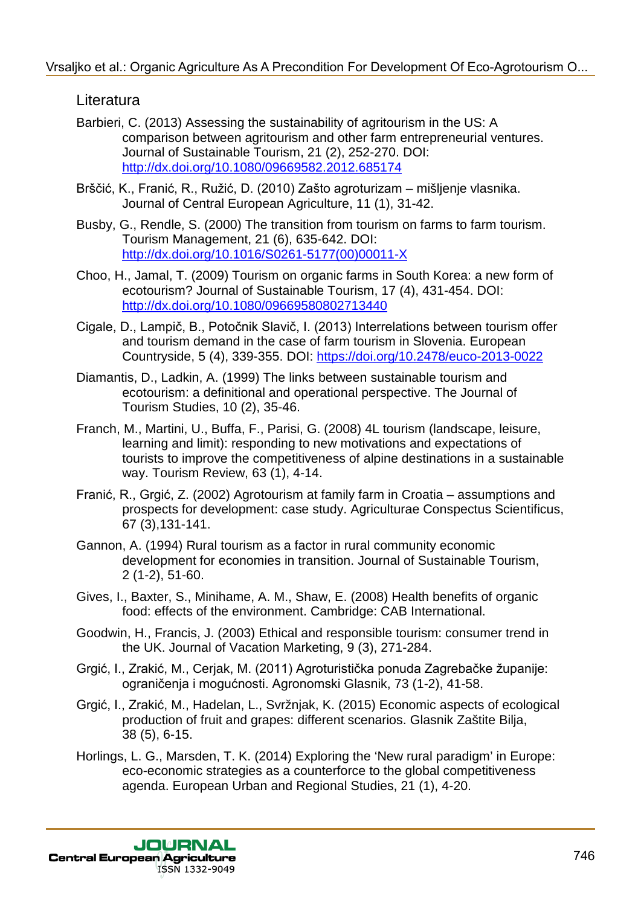## Literatura

Barbieri, C. (2013) Assessing the sustainability of agritourism in the US: A comparison between agritourism and other farm entrepreneurial ventures. Journal of Sustainable Tourism, 21 (2), 252-270. DOI: http://dx.doi.org/10.1080/09669582.2012.685174

Brščić, K., Franić, R., Ružić, D. (2010) Zašto agroturizam – mišljenje vlasnika. Journal of Central European Agriculture, 11 (1), 31-42.

Busby, G., Rendle, S. (2000) The transition from tourism on farms to farm tourism. Tourism Management, 21 (6), 635-642. DOI: http://dx.doi.org/10.1016/S0261-5177(00)00011-X

Choo, H., Jamal, T. (2009) Tourism on organic farms in South Korea: a new form of ecotourism? Journal of Sustainable Tourism, 17 (4), 431-454. DOI: http://dx.doi.org/10.1080/09669580802713440

Cigale, D., Lampič, B., Potočnik Slavič, I. (2013) Interrelations between tourism offer and tourism demand in the case of farm tourism in Slovenia. European Countryside, 5 (4), 339-355. DOI: https://doi.org/10.2478/euco-2013-0022

Diamantis, D., Ladkin, A. (1999) The links between sustainable tourism and ecotourism: a definitional and operational perspective. The Journal of Tourism Studies, 10 (2), 35-46.

Franch, M., Martini, U., Buffa, F., Parisi, G. (2008) 4L tourism (landscape, leisure, learning and limit): responding to new motivations and expectations of tourists to improve the competitiveness of alpine destinations in a sustainable way. Tourism Review, 63 (1), 4-14.

Franić, R., Grgić, Z. (2002) Agrotourism at family farm in Croatia – assumptions and prospects for development: case study. Agriculturae Conspectus Scientificus, 67 (3),131-141.

Gannon, A. (1994) Rural tourism as a factor in rural community economic development for economies in transition. Journal of Sustainable Tourism, 2 (1-2), 51-60.

Gives, I., Baxter, S., Minihame, A. M., Shaw, E. (2008) Health benefits of organic food: effects of the environment. Cambridge: CAB International.

Goodwin, H., Francis, J. (2003) Ethical and responsible tourism: consumer trend in the UK. Journal of Vacation Marketing, 9 (3), 271-284.

Grgić, I., Zrakić, M., Cerjak, M. (2011) Agroturistička ponuda Zagrebačke županije: ograničenja i mogućnosti. Agronomski Glasnik, 73 (1-2), 41-58.

Grgić, I., Zrakić, M., Hadelan, L., Svržnjak, K. (2015) Economic aspects of ecological production of fruit and grapes: different scenarios. Glasnik Zaštite Bilja, 38 (5), 6-15.

Horlings, L. G., Marsden, T. K. (2014) Exploring the 'New rural paradigm' in Europe: eco-economic strategies as a counterforce to the global competitiveness agenda. European Urban and Regional Studies, 21 (1), 4-20.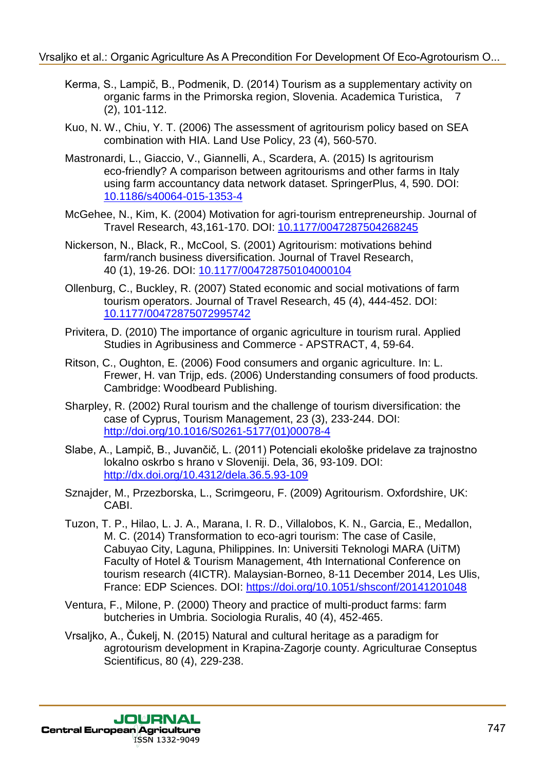Kerma, S., Lampič, B., Podmenik, D. (2014) Tourism as a supplementary activity on organic farms in the Primorska region, Slovenia. Academica Turistica, 7 (2), 101-112.

Kuo, N. W., Chiu, Y. T. (2006) The assessment of agritourism policy based on SEA combination with HIA. Land Use Policy, 23 (4), 560-570.

Mastronardi, L., Giaccio, V., Giannelli, A., Scardera, A. (2015) Is agritourism eco-friendly? A comparison between agritourisms and other farms in Italy using farm accountancy data network dataset. SpringerPlus, 4, 590. DOI: 10.1186/s40064-015-1353-4

McGehee, N., Kim, K. (2004) Motivation for agri-tourism entrepreneurship. Journal of Travel Research, 43,161-170. DOI: 10.1177/0047287504268245

Nickerson, N., Black, R., McCool, S. (2001) Agritourism: motivations behind farm/ranch business diversification. Journal of Travel Research, 40 (1), 19-26. DOI: 10.1177/004728750104000104

Ollenburg, C., Buckley, R. (2007) Stated economic and social motivations of farm tourism operators. Journal of Travel Research, 45 (4), 444-452. DOI: 10.1177/00472875072995742

Privitera, D. (2010) The importance of organic agriculture in tourism rural. Applied Studies in Agribusiness and Commerce - APSTRACT, 4, 59-64.

Ritson, C., Oughton, E. (2006) Food consumers and organic agriculture. In: L. Frewer, H. van Trijp, eds. (2006) Understanding consumers of food products. Cambridge: Woodbeard Publishing.

Sharpley, R. (2002) Rural tourism and the challenge of tourism diversification: the case of Cyprus, Tourism Management, 23 (3), 233-244. DOI: http://doi.org/10.1016/S0261-5177(01)00078-4

Slabe, A., Lampič, B., Juvančič, L. (2011) Potenciali ekološke pridelave za trajnostno lokalno oskrbo s hrano v Sloveniji. Dela, 36, 93-109. DOI: http://dx.doi.org/10.4312/dela.36.5.93-109

Sznajder, M., Przezborska, L., Scrimgeoru, F. (2009) Agritourism. Oxfordshire, UK: CABI.

Tuzon, T. P., Hilao, L. J. A., Marana, I. R. D., Villalobos, K. N., Garcia, E., Medallon, M. C. (2014) Transformation to eco-agri tourism: The case of Casile, Cabuyao City, Laguna, Philippines. In: Universiti Teknologi MARA (UiTM) Faculty of Hotel & Tourism Management, 4th International Conference on tourism research (4ICTR). Malaysian-Borneo, 8-11 December 2014, Les Ulis, France: EDP Sciences. DOI: https://doi.org/10.1051/shsconf/20141201048

Ventura, F., Milone, P. (2000) Theory and practice of multi-product farms: farm butcheries in Umbria. Sociologia Ruralis, 40 (4), 452-465.

Vrsaljko, A., Čukelj, N. (2015) Natural and cultural heritage as a paradigm for agrotourism development in Krapina-Zagorje county. Agriculturae Conseptus Scientificus, 80 (4), 229-238.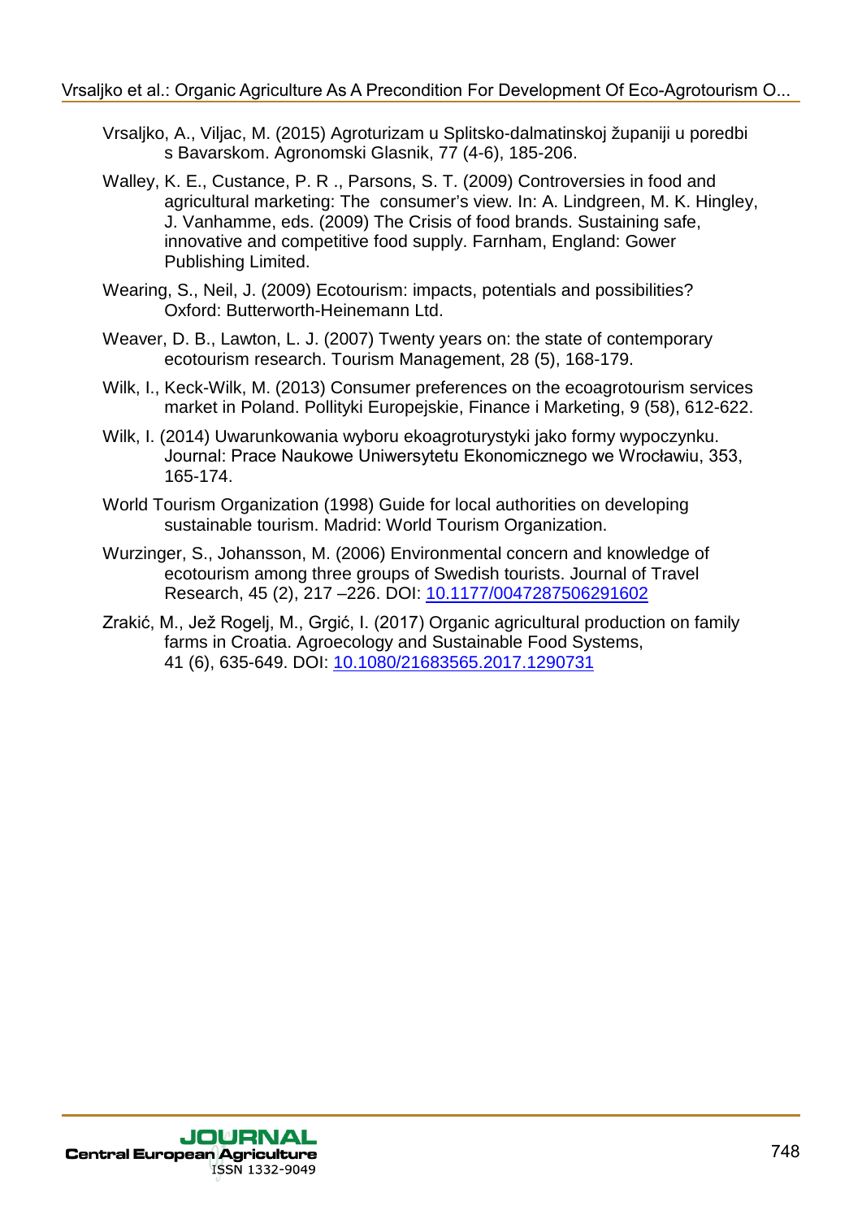Vrsaljko, A., Viljac, M. (2015) Agroturizam u Splitsko-dalmatinskoj županiji u poredbi s Bavarskom. Agronomski Glasnik, 77 (4-6), 185-206.

Walley, K. E., Custance, P. R ., Parsons, S. T. (2009) Controversies in food and agricultural marketing: The consumer's view. In: A. Lindgreen, M. K. Hingley, J. Vanhamme, eds. (2009) The Crisis of food brands. Sustaining safe, innovative and competitive food supply. Farnham, England: Gower Publishing Limited.

Wearing, S., Neil, J. (2009) Ecotourism: impacts, potentials and possibilities? Oxford: Butterworth-Heinemann Ltd.

Weaver, D. B., Lawton, L. J. (2007) Twenty years on: the state of contemporary ecotourism research. Tourism Management, 28 (5), 168-179.

Wilk, I., Keck-Wilk, M. (2013) Consumer preferences on the ecoagrotourism services market in Poland. Pollityki Europejskie, Finance i Marketing, 9 (58), 612-622.

Wilk, I. (2014) Uwarunkowania wyboru ekoagroturystyki jako formy wypoczynku. Journal: Prace Naukowe Uniwersytetu Ekonomicznego we Wrocławiu, 353, 165-174.

World Tourism Organization (1998) Guide for local authorities on developing sustainable tourism. Madrid: World Tourism Organization.

Wurzinger, S., Johansson, M. (2006) Environmental concern and knowledge of ecotourism among three groups of Swedish tourists. Journal of Travel Research, 45 (2), 217 –226. DOI: 10.1177/0047287506291602

Zrakić, M., Jež Rogelj, M., Grgić, I. (2017) Organic agricultural production on family farms in Croatia. Agroecology and Sustainable Food Systems, 41 (6), 635-649. DOI: 10.1080/21683565.2017.1290731